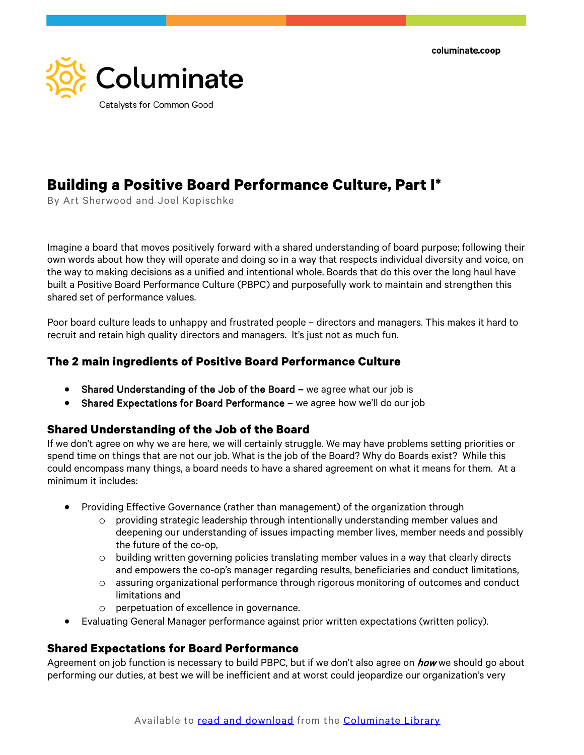columinate.coop

# Columinate

Catalysts for Common Good

## Building a Positive Board Performance Culture, Part I*

By Art Sherwood and Joel Kopischke

Imagine a board that moves positively forward with a shared understanding of board purpose; following their own words about how they will operate and doing so in a way that respects individual diversity and voice, on the way to making decisions as a unified and intentional whole. Boards that do this over the long haul have built a Positive Board Performance Culture (PBPC) and purposefully work to maintain and strengthen this shared set of performance values.

Poor board culture leads to unhappy and frustrated people – directors and managers. This makes it hard to recruit and retain high quality directors and managers. It's just not as much fun.

### The 2 main ingredients of Positive Board Performance Culture

- **Shared Understanding of the Job of the Board –** we agree what our job is
- **Shared Expectations for Board Performance –** we agree how we'll do our job

### Shared Understanding of the Job of the Board

If we don't agree on why we are here, we will certainly struggle. We may have problems setting priorities or spend time on things that are not our job. What is the job of the Board? Why do Boards exist? While this could encompass many things, a board needs to have a shared agreement on what it means for them. At a minimum it includes:

- Providing Effective Governance (rather than management) of the organization through
  - providing strategic leadership through intentionally understanding member values and deepening our understanding of issues impacting member lives, member needs and possibly the future of the co-op,
  - building written governing policies translating member values in a way that clearly directs and empowers the co-op's manager regarding results, beneficiaries and conduct limitations,
  - assuring organizational performance through rigorous monitoring of outcomes and conduct limitations and
  - perpetuation of excellence in governance.
- Evaluating General Manager performance against prior written expectations (written policy).

### Shared Expectations for Board Performance

Agreement on job function is necessary to build PBPC, but if we don't also agree on ***how*** we should go about performing our duties, at best we will be inefficient and at worst could jeopardize our organization's very

Available to read and download from the Columinate Library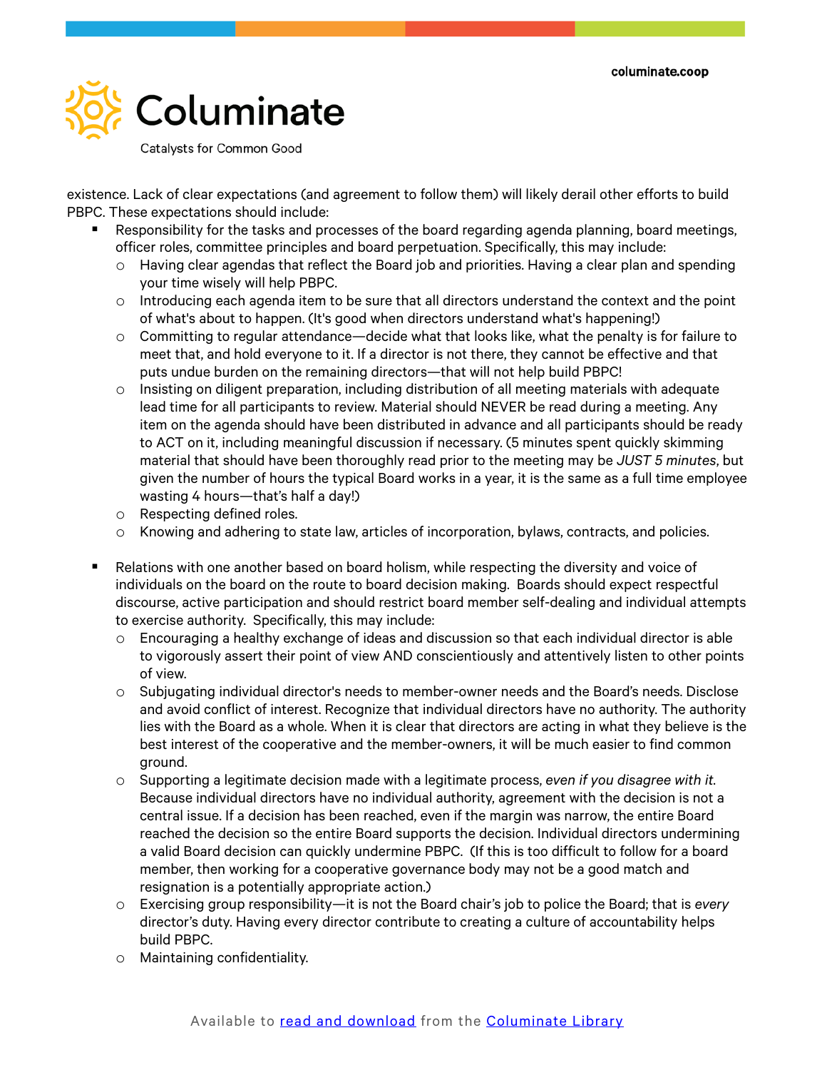existence. Lack of clear expectations (and agreement to follow them) will likely derail other efforts to build PBPC. These expectations should include:

- Responsibility for the tasks and processes of the board regarding agenda planning, board meetings, officer roles, committee principles and board perpetuation. Specifically, this may include:
  - Having clear agendas that reflect the Board job and priorities. Having a clear plan and spending your time wisely will help PBPC.
  - Introducing each agenda item to be sure that all directors understand the context and the point of what's about to happen. (It's good when directors understand what's happening!)
  - Committing to regular attendance—decide what that looks like, what the penalty is for failure to meet that, and hold everyone to it. If a director is not there, they cannot be effective and that puts undue burden on the remaining directors—that will not help build PBPC!
  - Insisting on diligent preparation, including distribution of all meeting materials with adequate lead time for all participants to review. Material should NEVER be read during a meeting. Any item on the agenda should have been distributed in advance and all participants should be ready to ACT on it, including meaningful discussion if necessary. (5 minutes spent quickly skimming material that should have been thoroughly read prior to the meeting may be *JUST 5 minutes*, but given the number of hours the typical Board works in a year, it is the same as a full time employee wasting 4 hours—that's half a day!)
  - Respecting defined roles.
  - Knowing and adhering to state law, articles of incorporation, bylaws, contracts, and policies.

- Relations with one another based on board holism, while respecting the diversity and voice of individuals on the board on the route to board decision making. Boards should expect respectful discourse, active participation and should restrict board member self-dealing and individual attempts to exercise authority. Specifically, this may include:
  - Encouraging a healthy exchange of ideas and discussion so that each individual director is able to vigorously assert their point of view AND conscientiously and attentively listen to other points of view.
  - Subjugating individual director's needs to member-owner needs and the Board's needs. Disclose and avoid conflict of interest. Recognize that individual directors have no authority. The authority lies with the Board as a whole. When it is clear that directors are acting in what they believe is the best interest of the cooperative and the member-owners, it will be much easier to find common ground.
  - Supporting a legitimate decision made with a legitimate process, *even if you disagree with it*. Because individual directors have no individual authority, agreement with the decision is not a central issue. If a decision has been reached, even if the margin was narrow, the entire Board reached the decision so the entire Board supports the decision. Individual directors undermining a valid Board decision can quickly undermine PBPC. (If this is too difficult to follow for a board member, then working for a cooperative governance body may not be a good match and resignation is a potentially appropriate action.)
  - Exercising group responsibility—it is not the Board chair's job to police the Board; that is *every* director's duty. Having every director contribute to creating a culture of accountability helps build PBPC.
  - Maintaining confidentiality.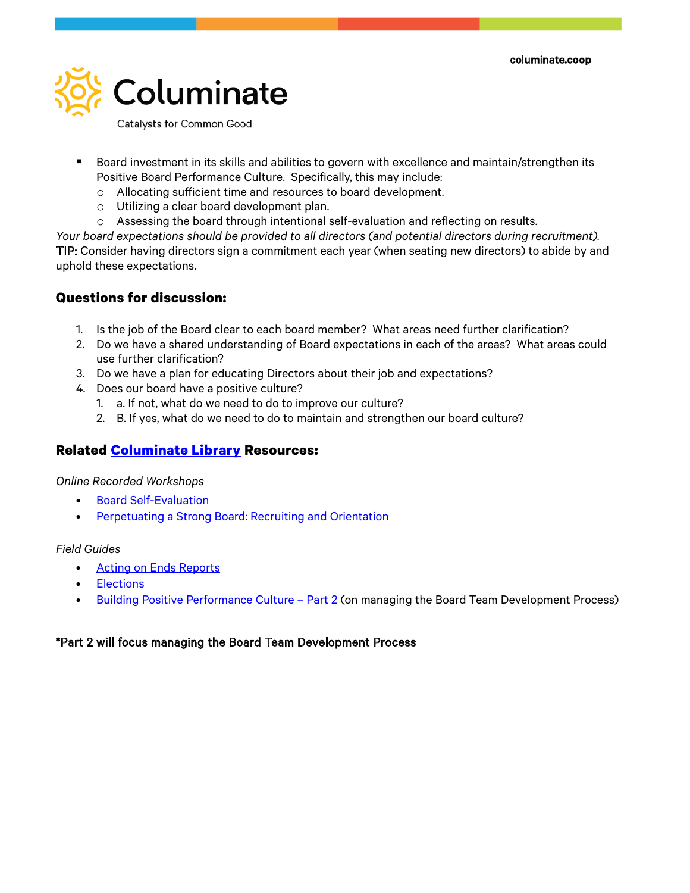- Board investment in its skills and abilities to govern with excellence and maintain/strengthen its Positive Board Performance Culture. Specifically, this may include:
  - Allocating sufficient time and resources to board development.
  - Utilizing a clear board development plan.
  - Assessing the board through intentional self-evaluation and reflecting on results.

*Your board expectations should be provided to all directors (and potential directors during recruitment).*
TIP: Consider having directors sign a commitment each year (when seating new directors) to abide by and uphold these expectations.

## Questions for discussion:

1. Is the job of the Board clear to each board member? What areas need further clarification?
2. Do we have a shared understanding of Board expectations in each of the areas? What areas could use further clarification?
3. Do we have a plan for educating Directors about their job and expectations?
4. Does our board have a positive culture?
   1. a. If not, what do we need to do to improve our culture?
   2. B. If yes, what do we need to do to maintain and strengthen our board culture?

## Related Columinate Library Resources:

*Online Recorded Workshops*

- Board Self-Evaluation
- Perpetuating a Strong Board: Recruiting and Orientation

*Field Guides*

- Acting on Ends Reports
- Elections
- Building Positive Performance Culture – Part 2 (on managing the Board Team Development Process)

**\*Part 2 will focus managing the Board Team Development Process**